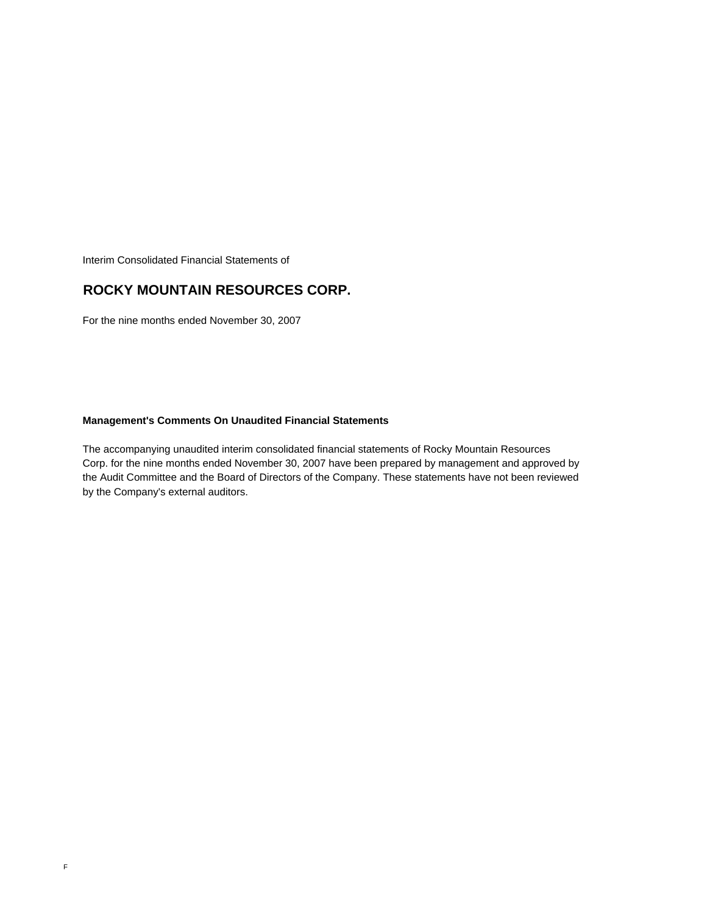Interim Consolidated Financial Statements of

# ROCKY MOUNTAIN RESOURCES CORP.

For the nine months ended November 30, 2007

**Management's Comments On Unaudited Financial Statements**

The accompanying unaudited interim consolidated financial statements of Rocky Mountain Resources Corp. for the nine months ended November 30, 2007 have been prepared by management and approved by the Audit Committee and the Board of Directors of the Company. These statements have not been reviewed by the Company's external auditors.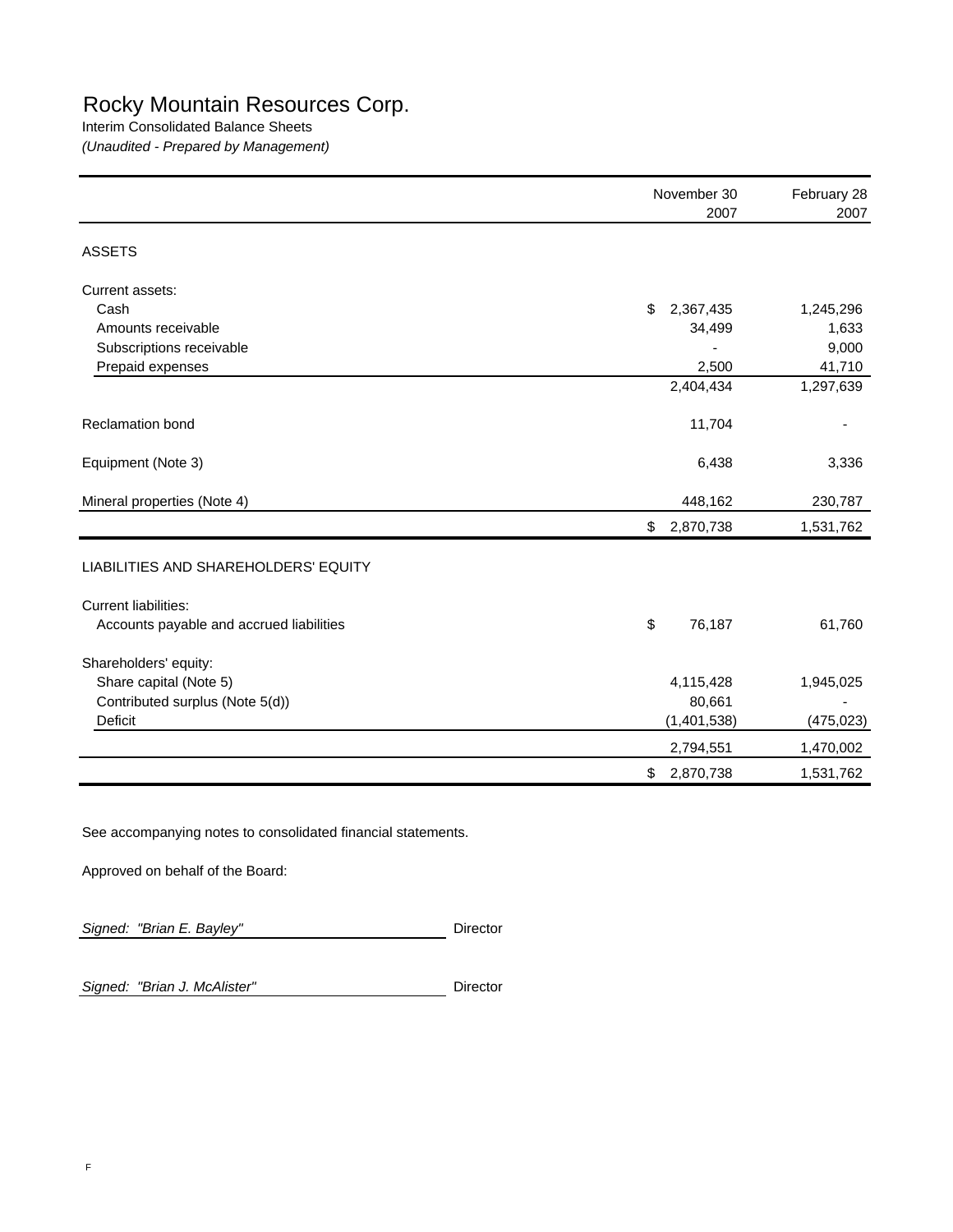# Rocky Mountain Resources Corp.

Interim Consolidated Balance Sheets

*(Unaudited - Prepared by Management)*

| | November 30 2007 | February 28 2007 |
|---|---|---|
| **ASSETS** | | |
| Current assets: | | |
| Cash | $ 2,367,435 | 1,245,296 |
| Amounts receivable | 34,499 | 1,633 |
| Subscriptions receivable | - | 9,000 |
| Prepaid expenses | 2,500 | 41,710 |
| | 2,404,434 | 1,297,639 |
| Reclamation bond | 11,704 | - |
| Equipment (Note 3) | 6,438 | 3,336 |
| Mineral properties (Note 4) | 448,162 | 230,787 |
| | $ 2,870,738 | 1,531,762 |
| **LIABILITIES AND SHAREHOLDERS' EQUITY** | | |
| Current liabilities: | | |
| Accounts payable and accrued liabilities | $ 76,187 | 61,760 |
| Shareholders' equity: | | |
| Share capital (Note 5) | 4,115,428 | 1,945,025 |
| Contributed surplus (Note 5(d)) | 80,661 | - |
| Deficit | (1,401,538) | (475,023) |
| | 2,794,551 | 1,470,002 |
| | $ 2,870,738 | 1,531,762 |

See accompanying notes to consolidated financial statements.

Approved on behalf of the Board:

*Signed: "Brian E. Bayley"* Director

*Signed: "Brian J. McAlister"* Director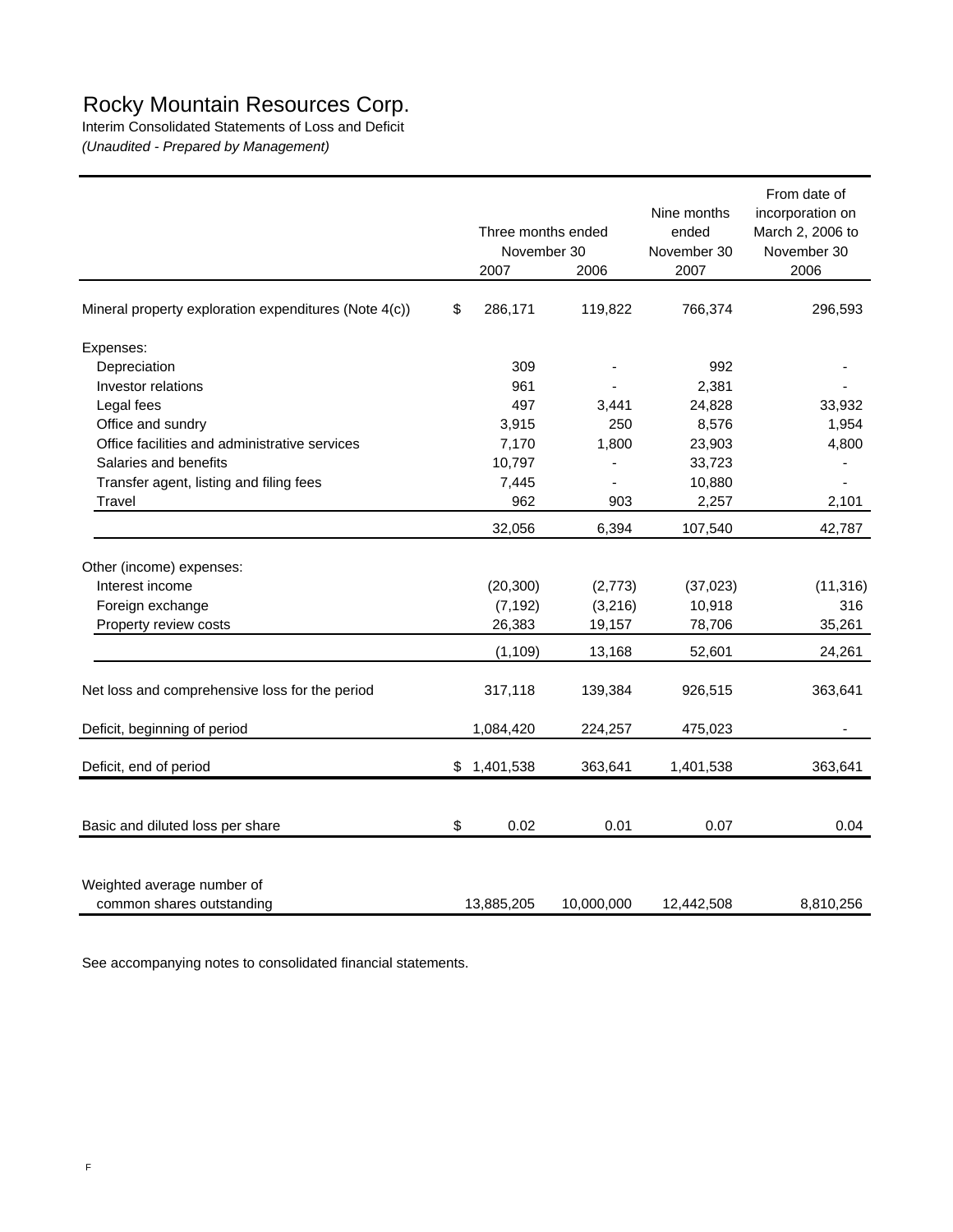# Rocky Mountain Resources Corp.

Interim Consolidated Statements of Loss and Deficit

*(Unaudited - Prepared by Management)*

| | Three months ended November 30 2007 | Three months ended November 30 2006 | Nine months ended November 30 2007 | From date of incorporation on March 2, 2006 to November 30 2006 |
|---|---|---|---|---|
| Mineral property exploration expenditures (Note 4(c)) | $ 286,171 | 119,822 | 766,374 | 296,593 |
| Expenses: | | | | |
| Depreciation | 309 | - | 992 | - |
| Investor relations | 961 | - | 2,381 | - |
| Legal fees | 497 | 3,441 | 24,828 | 33,932 |
| Office and sundry | 3,915 | 250 | 8,576 | 1,954 |
| Office facilities and administrative services | 7,170 | 1,800 | 23,903 | 4,800 |
| Salaries and benefits | 10,797 | - | 33,723 | - |
| Transfer agent, listing and filing fees | 7,445 | - | 10,880 | - |
| Travel | 962 | 903 | 2,257 | 2,101 |
| | 32,056 | 6,394 | 107,540 | 42,787 |
| Other (income) expenses: | | | | |
| Interest income | (20,300) | (2,773) | (37,023) | (11,316) |
| Foreign exchange | (7,192) | (3,216) | 10,918 | 316 |
| Property review costs | 26,383 | 19,157 | 78,706 | 35,261 |
| | (1,109) | 13,168 | 52,601 | 24,261 |
| Net loss and comprehensive loss for the period | 317,118 | 139,384 | 926,515 | 363,641 |
| Deficit, beginning of period | 1,084,420 | 224,257 | 475,023 | - |
| Deficit, end of period | $ 1,401,538 | 363,641 | 1,401,538 | 363,641 |
| Basic and diluted loss per share | $ 0.02 | 0.01 | 0.07 | 0.04 |
| Weighted average number of common shares outstanding | 13,885,205 | 10,000,000 | 12,442,508 | 8,810,256 |

See accompanying notes to consolidated financial statements.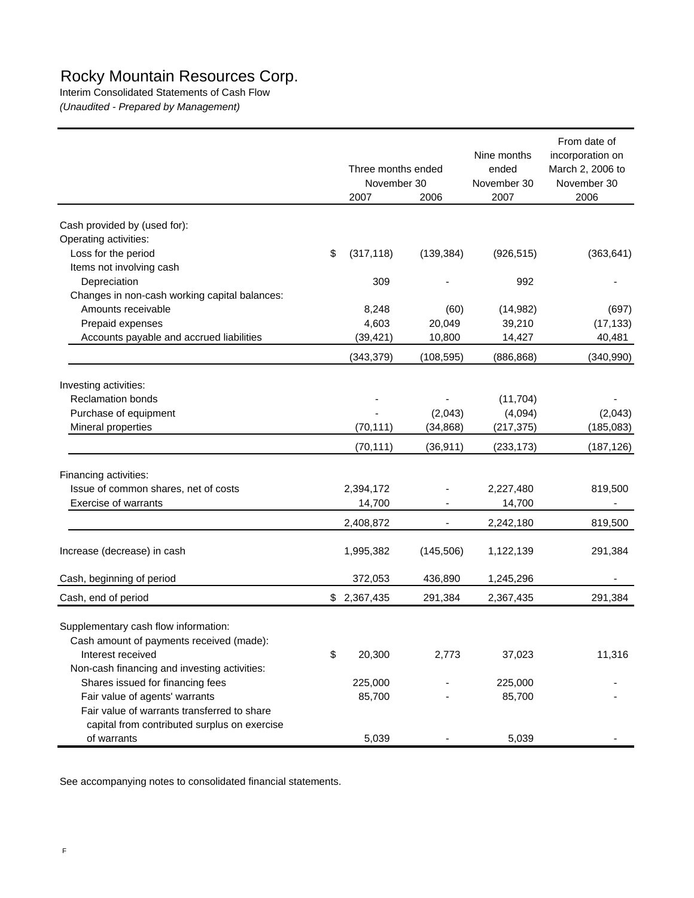# Rocky Mountain Resources Corp.

Interim Consolidated Statements of Cash Flow

*(Unaudited - Prepared by Management)*

| | Three months ended November 30 | | Nine months ended November 30 | From date of incorporation on March 2, 2006 to November 30 |
|---|---|---|---|---|
| | 2007 | 2006 | 2007 | 2006 |
| Cash provided by (used for): | | | | |
| Operating activities: | | | | |
| Loss for the period | $ (317,118) | (139,384) | (926,515) | (363,641) |
| Items not involving cash | | | | |
| Depreciation | 309 | - | 992 | - |
| Changes in non-cash working capital balances: | | | | |
| Amounts receivable | 8,248 | (60) | (14,982) | (697) |
| Prepaid expenses | 4,603 | 20,049 | 39,210 | (17,133) |
| Accounts payable and accrued liabilities | (39,421) | 10,800 | 14,427 | 40,481 |
| | (343,379) | (108,595) | (886,868) | (340,990) |
| Investing activities: | | | | |
| Reclamation bonds | - | - | (11,704) | - |
| Purchase of equipment | - | (2,043) | (4,094) | (2,043) |
| Mineral properties | (70,111) | (34,868) | (217,375) | (185,083) |
| | (70,111) | (36,911) | (233,173) | (187,126) |
| Financing activities: | | | | |
| Issue of common shares, net of costs | 2,394,172 | - | 2,227,480 | 819,500 |
| Exercise of warrants | 14,700 | - | 14,700 | - |
| | 2,408,872 | - | 2,242,180 | 819,500 |
| Increase (decrease) in cash | 1,995,382 | (145,506) | 1,122,139 | 291,384 |
| Cash, beginning of period | 372,053 | 436,890 | 1,245,296 | - |
| Cash, end of period | $ 2,367,435 | 291,384 | 2,367,435 | 291,384 |
| Supplementary cash flow information: | | | | |
| Cash amount of payments received (made): | | | | |
| Interest received | $ 20,300 | 2,773 | 37,023 | 11,316 |
| Non-cash financing and investing activities: | | | | |
| Shares issued for financing fees | 225,000 | - | 225,000 | - |
| Fair value of agents' warrants | 85,700 | - | 85,700 | - |
| Fair value of warrants transferred to share capital from contributed surplus on exercise of warrants | 5,039 | - | 5,039 | - |

See accompanying notes to consolidated financial statements.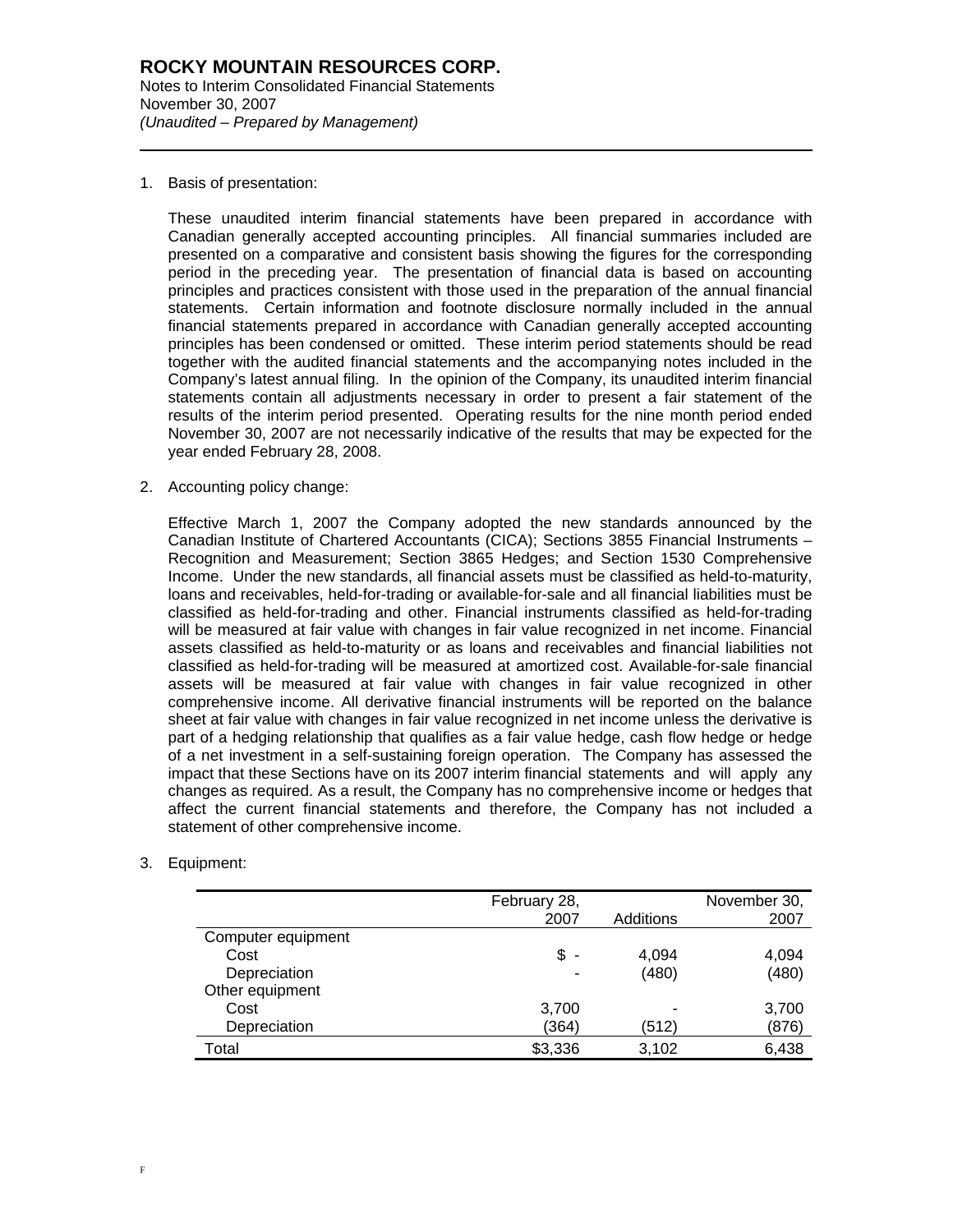**ROCKY MOUNTAIN RESOURCES CORP.**
Notes to Interim Consolidated Financial Statements
November 30, 2007
*(Unaudited – Prepared by Management)*

1. Basis of presentation:

   These unaudited interim financial statements have been prepared in accordance with Canadian generally accepted accounting principles. All financial summaries included are presented on a comparative and consistent basis showing the figures for the corresponding period in the preceding year. The presentation of financial data is based on accounting principles and practices consistent with those used in the preparation of the annual financial statements. Certain information and footnote disclosure normally included in the annual financial statements prepared in accordance with Canadian generally accepted accounting principles has been condensed or omitted. These interim period statements should be read together with the audited financial statements and the accompanying notes included in the Company's latest annual filing. In the opinion of the Company, its unaudited interim financial statements contain all adjustments necessary in order to present a fair statement of the results of the interim period presented. Operating results for the nine month period ended November 30, 2007 are not necessarily indicative of the results that may be expected for the year ended February 28, 2008.

2. Accounting policy change:

   Effective March 1, 2007 the Company adopted the new standards announced by the Canadian Institute of Chartered Accountants (CICA); Sections 3855 Financial Instruments – Recognition and Measurement; Section 3865 Hedges; and Section 1530 Comprehensive Income. Under the new standards, all financial assets must be classified as held-to-maturity, loans and receivables, held-for-trading or available-for-sale and all financial liabilities must be classified as held-for-trading and other. Financial instruments classified as held-for-trading will be measured at fair value with changes in fair value recognized in net income. Financial assets classified as held-to-maturity or as loans and receivables and financial liabilities not classified as held-for-trading will be measured at amortized cost. Available-for-sale financial assets will be measured at fair value with changes in fair value recognized in other comprehensive income. All derivative financial instruments will be reported on the balance sheet at fair value with changes in fair value recognized in net income unless the derivative is part of a hedging relationship that qualifies as a fair value hedge, cash flow hedge or hedge of a net investment in a self-sustaining foreign operation. The Company has assessed the impact that these Sections have on its 2007 interim financial statements and will apply any changes as required. As a result, the Company has no comprehensive income or hedges that affect the current financial statements and therefore, the Company has not included a statement of other comprehensive income.

3. Equipment:

| | February 28, 2007 | Additions | November 30, 2007 |
|---|---|---|---|
| Computer equipment | | | |
| Cost | $ - | 4,094 | 4,094 |
| Depreciation | - | (480) | (480) |
| Other equipment | | | |
| Cost | 3,700 | - | 3,700 |
| Depreciation | (364) | (512) | (876) |
| Total | $3,336 | 3,102 | 6,438 |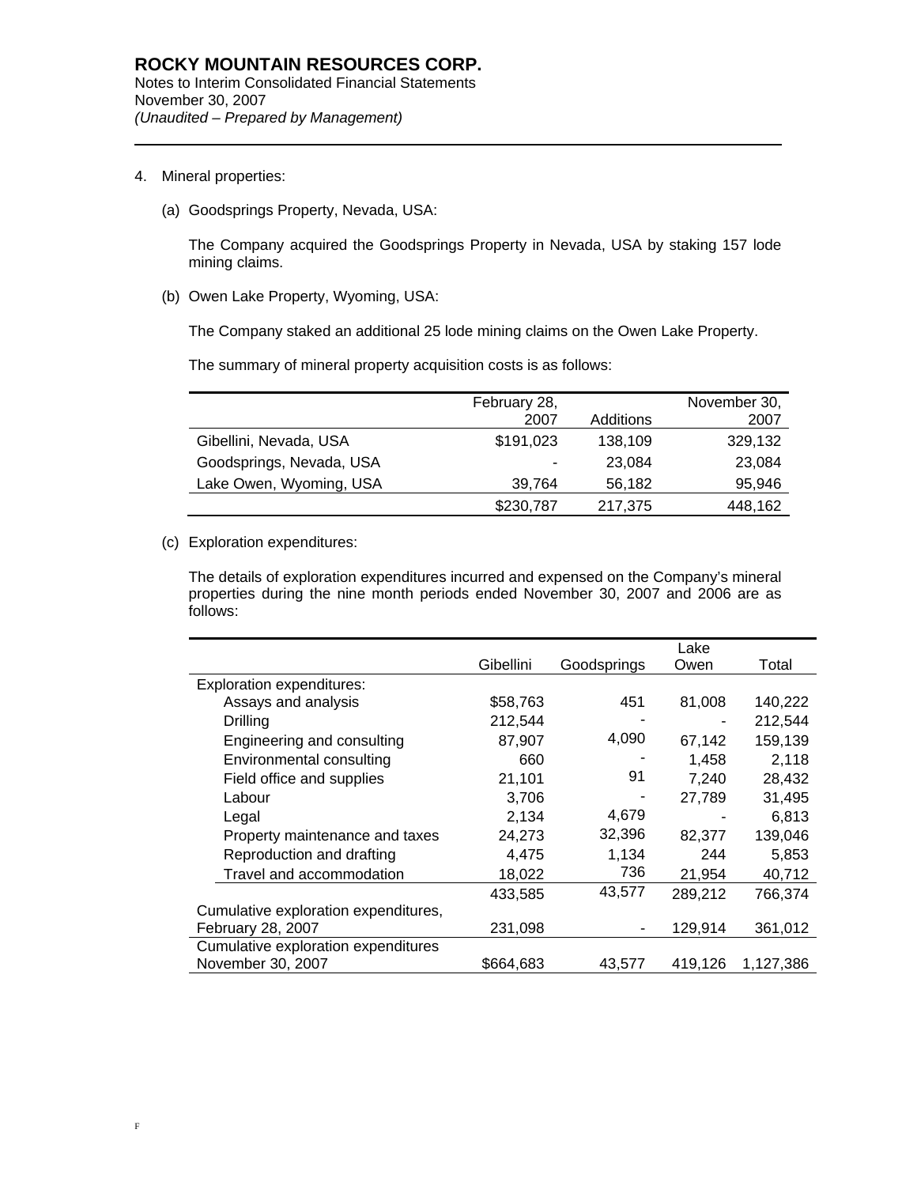**ROCKY MOUNTAIN RESOURCES CORP.**
Notes to Interim Consolidated Financial Statements
November 30, 2007
*(Unaudited – Prepared by Management)*

4. Mineral properties:

   (a) Goodsprings Property, Nevada, USA:

   The Company acquired the Goodsprings Property in Nevada, USA by staking 157 lode mining claims.

   (b) Owen Lake Property, Wyoming, USA:

   The Company staked an additional 25 lode mining claims on the Owen Lake Property.

   The summary of mineral property acquisition costs is as follows:

| | February 28, 2007 | Additions | November 30, 2007 |
|---|---|---|---|
| Gibellini, Nevada, USA | $191,023 | 138,109 | 329,132 |
| Goodsprings, Nevada, USA | - | 23,084 | 23,084 |
| Lake Owen, Wyoming, USA | 39,764 | 56,182 | 95,946 |
| | $230,787 | 217,375 | 448,162 |

   (c) Exploration expenditures:

   The details of exploration expenditures incurred and expensed on the Company's mineral properties during the nine month periods ended November 30, 2007 and 2006 are as follows:

| | Gibellini | Goodsprings | Lake Owen | Total |
|---|---|---|---|---|
| Exploration expenditures: | | | | |
| Assays and analysis | $58,763 | 451 | 81,008 | 140,222 |
| Drilling | 212,544 | - | - | 212,544 |
| Engineering and consulting | 87,907 | 4,090 | 67,142 | 159,139 |
| Environmental consulting | 660 | - | 1,458 | 2,118 |
| Field office and supplies | 21,101 | 91 | 7,240 | 28,432 |
| Labour | 3,706 | - | 27,789 | 31,495 |
| Legal | 2,134 | 4,679 | - | 6,813 |
| Property maintenance and taxes | 24,273 | 32,396 | 82,377 | 139,046 |
| Reproduction and drafting | 4,475 | 1,134 | 244 | 5,853 |
| Travel and accommodation | 18,022 | 736 | 21,954 | 40,712 |
| | 433,585 | 43,577 | 289,212 | 766,374 |
| Cumulative exploration expenditures, February 28, 2007 | 231,098 | - | 129,914 | 361,012 |
| Cumulative exploration expenditures November 30, 2007 | $664,683 | 43,577 | 419,126 | 1,127,386 |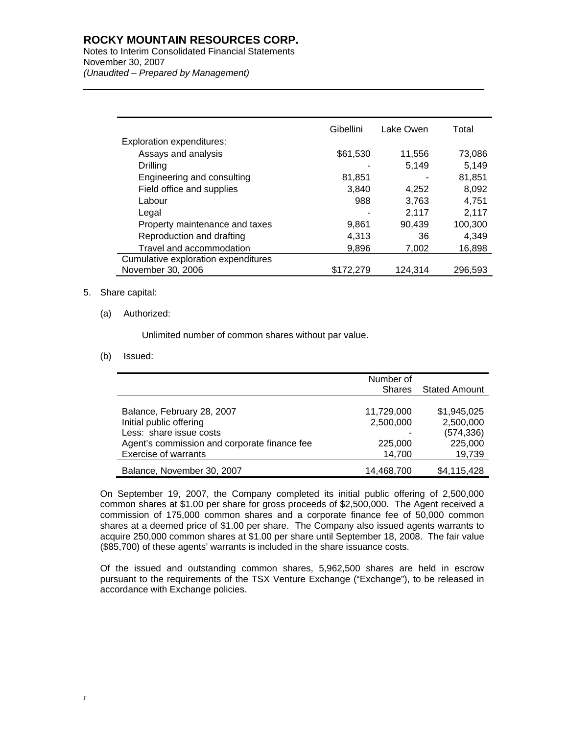|  | Gibellini | Lake Owen | Total |
| --- | --- | --- | --- |
| Exploration expenditures: |  |  |  |
| Assays and analysis | $61,530 | 11,556 | 73,086 |
| Drilling | - | 5,149 | 5,149 |
| Engineering and consulting | 81,851 | - | 81,851 |
| Field office and supplies | 3,840 | 4,252 | 8,092 |
| Labour | 988 | 3,763 | 4,751 |
| Legal | - | 2,117 | 2,117 |
| Property maintenance and taxes | 9,861 | 90,439 | 100,300 |
| Reproduction and drafting | 4,313 | 36 | 4,349 |
| Travel and accommodation | 9,896 | 7,002 | 16,898 |
| Cumulative exploration expenditures November 30, 2006 | $172,279 | 124,314 | 296,593 |

5. Share capital:

(a) Authorized:

Unlimited number of common shares without par value.

(b) Issued:

|  | Number of Shares | Stated Amount |
| --- | --- | --- |
| Balance, February 28, 2007 | 11,729,000 | $1,945,025 |
| Initial public offering | 2,500,000 | 2,500,000 |
| Less: share issue costs | - | (574,336) |
| Agent's commission and corporate finance fee | 225,000 | 225,000 |
| Exercise of warrants | 14,700 | 19,739 |
| Balance, November 30, 2007 | 14,468,700 | $4,115,428 |

On September 19, 2007, the Company completed its initial public offering of 2,500,000 common shares at $1.00 per share for gross proceeds of $2,500,000. The Agent received a commission of 175,000 common shares and a corporate finance fee of 50,000 common shares at a deemed price of $1.00 per share. The Company also issued agents warrants to acquire 250,000 common shares at $1.00 per share until September 18, 2008. The fair value ($85,700) of these agents' warrants is included in the share issuance costs.

Of the issued and outstanding common shares, 5,962,500 shares are held in escrow pursuant to the requirements of the TSX Venture Exchange ("Exchange"), to be released in accordance with Exchange policies.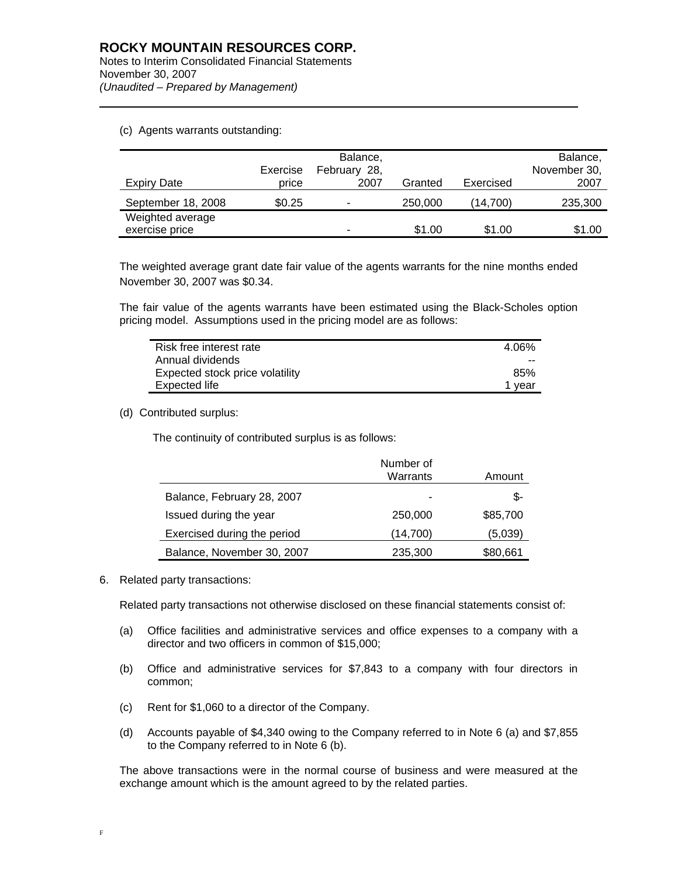# ROCKY MOUNTAIN RESOURCES CORP.

Notes to Interim Consolidated Financial Statements
November 30, 2007
*(Unaudited – Prepared by Management)*

(c) Agents warrants outstanding:

| Expiry Date | Exercise price | Balance, February 28, 2007 | Granted | Exercised | Balance, November 30, 2007 |
|---|---|---|---|---|---|
| September 18, 2008 | $0.25 | - | 250,000 | (14,700) | 235,300 |
| Weighted average exercise price | | - | $1.00 | $1.00 | $1.00 |

The weighted average grant date fair value of the agents warrants for the nine months ended November 30, 2007 was $0.34.

The fair value of the agents warrants have been estimated using the Black-Scholes option pricing model. Assumptions used in the pricing model are as follows:

| | |
|---|---|
| Risk free interest rate | 4.06% |
| Annual dividends | -- |
| Expected stock price volatility | 85% |
| Expected life | 1 year |

(d) Contributed surplus:

The continuity of contributed surplus is as follows:

| | Number of Warrants | Amount |
|---|---|---|
| Balance, February 28, 2007 | - | $- |
| Issued during the year | 250,000 | $85,700 |
| Exercised during the period | (14,700) | (5,039) |
| Balance, November 30, 2007 | 235,300 | $80,661 |

6. Related party transactions:

Related party transactions not otherwise disclosed on these financial statements consist of:

(a) Office facilities and administrative services and office expenses to a company with a director and two officers in common of $15,000;

(b) Office and administrative services for $7,843 to a company with four directors in common;

(c) Rent for $1,060 to a director of the Company.

(d) Accounts payable of $4,340 owing to the Company referred to in Note 6 (a) and $7,855 to the Company referred to in Note 6 (b).

The above transactions were in the normal course of business and were measured at the exchange amount which is the amount agreed to by the related parties.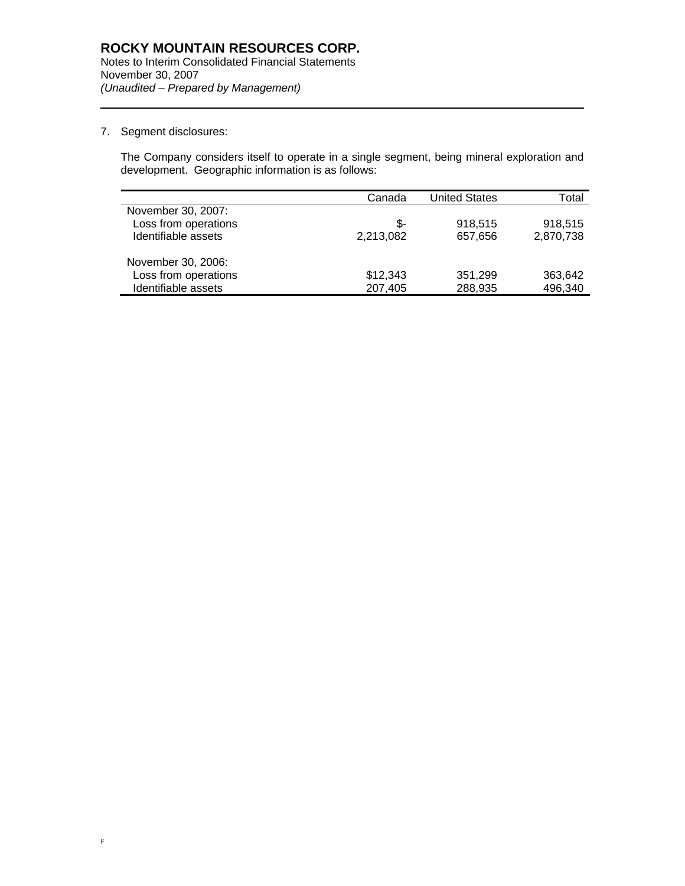# ROCKY MOUNTAIN RESOURCES CORP.

Notes to Interim Consolidated Financial Statements
November 30, 2007
*(Unaudited – Prepared by Management)*

7. Segment disclosures:

   The Company considers itself to operate in a single segment, being mineral exploration and development. Geographic information is as follows:

| | Canada | United States | Total |
|---|---|---|---|
| November 30, 2007: | | | |
| Loss from operations | $- | 918,515 | 918,515 |
| Identifiable assets | 2,213,082 | 657,656 | 2,870,738 |
| November 30, 2006: | | | |
| Loss from operations | $12,343 | 351,299 | 363,642 |
| Identifiable assets | 207,405 | 288,935 | 496,340 |